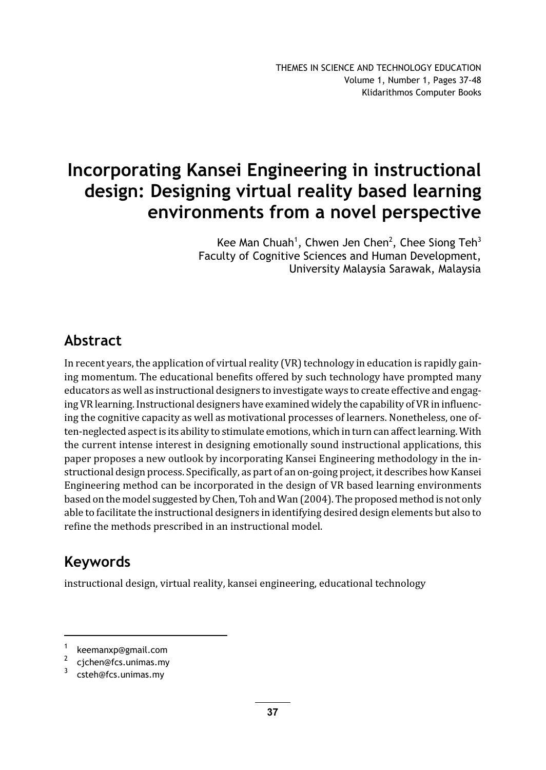# Incorporating Kansei Engineering in instructional design: Designing virtual reality based learning environments from a novel perspective

Kee Man Chuah[1], Chwen Jen Chen[2], Chee Siong Teh[3]
Faculty of Cognitive Sciences and Human Development,
University Malaysia Sarawak, Malaysia

## Abstract

In recent years, the application of virtual reality (VR) technology in education is rapidly gaining momentum. The educational benefits offered by such technology have prompted many educators as well as instructional designers to investigate ways to create effective and engaging VR learning. Instructional designers have examined widely the capability of VR in influencing the cognitive capacity as well as motivational processes of learners. Nonetheless, one often-neglected aspect is its ability to stimulate emotions, which in turn can affect learning. With the current intense interest in designing emotionally sound instructional applications, this paper proposes a new outlook by incorporating Kansei Engineering methodology in the instructional design process. Specifically, as part of an on-going project, it describes how Kansei Engineering method can be incorporated in the design of VR based learning environments based on the model suggested by Chen, Toh and Wan (2004). The proposed method is not only able to facilitate the instructional designers in identifying desired design elements but also to refine the methods prescribed in an instructional model.

## Keywords

instructional design, virtual reality, kansei engineering, educational technology

---

[1] keemanxp@gmail.com
[2] cjchen@fcs.unimas.my
[3] csteh@fcs.unimas.my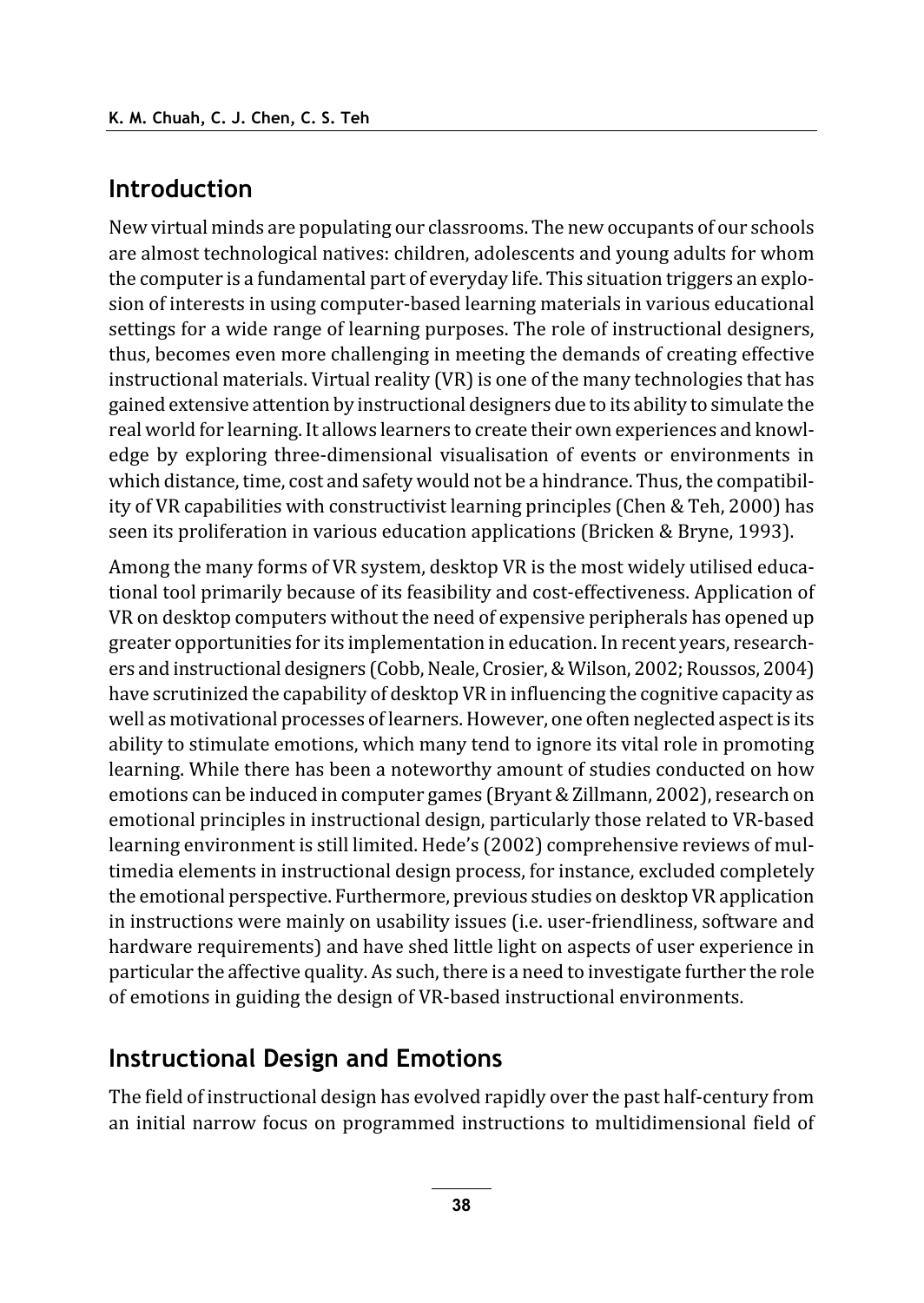## Introduction

New virtual minds are populating our classrooms. The new occupants of our schools are almost technological natives: children, adolescents and young adults for whom the computer is a fundamental part of everyday life. This situation triggers an explosion of interests in using computer-based learning materials in various educational settings for a wide range of learning purposes. The role of instructional designers, thus, becomes even more challenging in meeting the demands of creating effective instructional materials. Virtual reality (VR) is one of the many technologies that has gained extensive attention by instructional designers due to its ability to simulate the real world for learning. It allows learners to create their own experiences and knowledge by exploring three-dimensional visualisation of events or environments in which distance, time, cost and safety would not be a hindrance. Thus, the compatibility of VR capabilities with constructivist learning principles (Chen & Teh, 2000) has seen its proliferation in various education applications (Bricken & Bryne, 1993).

Among the many forms of VR system, desktop VR is the most widely utilised educational tool primarily because of its feasibility and cost-effectiveness. Application of VR on desktop computers without the need of expensive peripherals has opened up greater opportunities for its implementation in education. In recent years, researchers and instructional designers (Cobb, Neale, Crosier, & Wilson, 2002; Roussos, 2004) have scrutinized the capability of desktop VR in influencing the cognitive capacity as well as motivational processes of learners. However, one often neglected aspect is its ability to stimulate emotions, which many tend to ignore its vital role in promoting learning. While there has been a noteworthy amount of studies conducted on how emotions can be induced in computer games (Bryant & Zillmann, 2002), research on emotional principles in instructional design, particularly those related to VR-based learning environment is still limited. Hede's (2002) comprehensive reviews of multimedia elements in instructional design process, for instance, excluded completely the emotional perspective. Furthermore, previous studies on desktop VR application in instructions were mainly on usability issues (i.e. user-friendliness, software and hardware requirements) and have shed little light on aspects of user experience in particular the affective quality. As such, there is a need to investigate further the role of emotions in guiding the design of VR-based instructional environments.

## Instructional Design and Emotions

The field of instructional design has evolved rapidly over the past half-century from an initial narrow focus on programmed instructions to multidimensional field of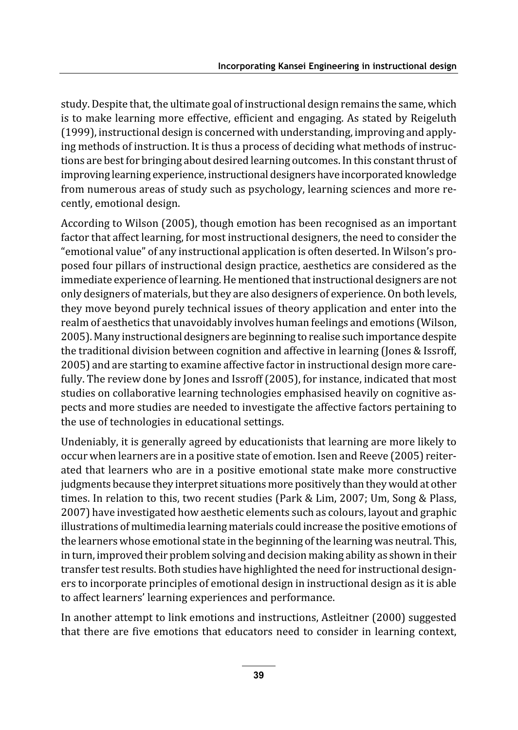study. Despite that, the ultimate goal of instructional design remains the same, which is to make learning more effective, efficient and engaging. As stated by Reigeluth (1999), instructional design is concerned with understanding, improving and applying methods of instruction. It is thus a process of deciding what methods of instructions are best for bringing about desired learning outcomes. In this constant thrust of improving learning experience, instructional designers have incorporated knowledge from numerous areas of study such as psychology, learning sciences and more recently, emotional design.

According to Wilson (2005), though emotion has been recognised as an important factor that affect learning, for most instructional designers, the need to consider the "emotional value" of any instructional application is often deserted. In Wilson's proposed four pillars of instructional design practice, aesthetics are considered as the immediate experience of learning. He mentioned that instructional designers are not only designers of materials, but they are also designers of experience. On both levels, they move beyond purely technical issues of theory application and enter into the realm of aesthetics that unavoidably involves human feelings and emotions (Wilson, 2005). Many instructional designers are beginning to realise such importance despite the traditional division between cognition and affective in learning (Jones & Issroff, 2005) and are starting to examine affective factor in instructional design more carefully. The review done by Jones and Issroff (2005), for instance, indicated that most studies on collaborative learning technologies emphasised heavily on cognitive aspects and more studies are needed to investigate the affective factors pertaining to the use of technologies in educational settings.

Undeniably, it is generally agreed by educationists that learning are more likely to occur when learners are in a positive state of emotion. Isen and Reeve (2005) reiterated that learners who are in a positive emotional state make more constructive judgments because they interpret situations more positively than they would at other times. In relation to this, two recent studies (Park & Lim, 2007; Um, Song & Plass, 2007) have investigated how aesthetic elements such as colours, layout and graphic illustrations of multimedia learning materials could increase the positive emotions of the learners whose emotional state in the beginning of the learning was neutral. This, in turn, improved their problem solving and decision making ability as shown in their transfer test results. Both studies have highlighted the need for instructional designers to incorporate principles of emotional design in instructional design as it is able to affect learners' learning experiences and performance.

In another attempt to link emotions and instructions, Astleitner (2000) suggested that there are five emotions that educators need to consider in learning context,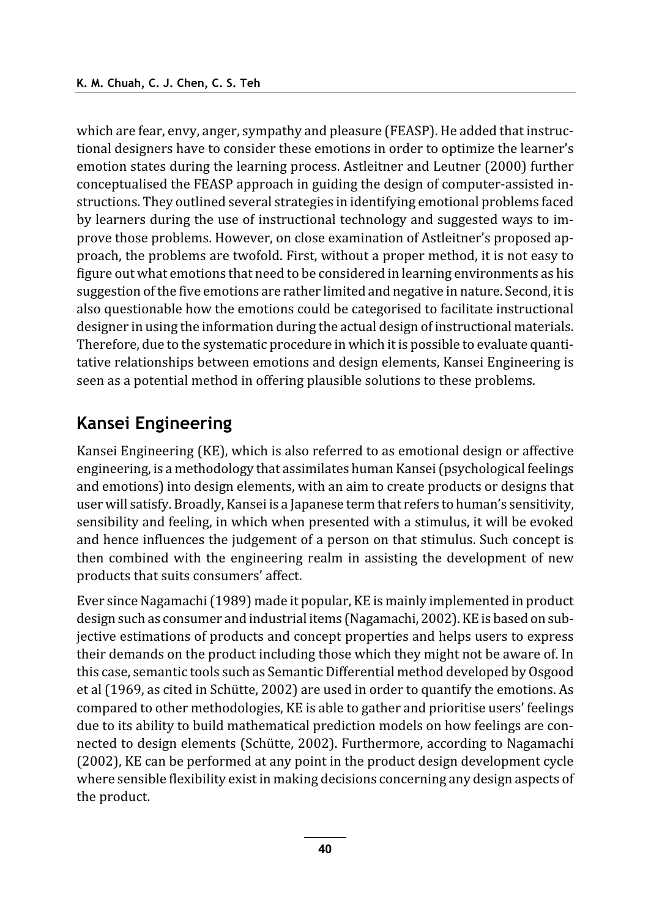which are fear, envy, anger, sympathy and pleasure (FEASP). He added that instructional designers have to consider these emotions in order to optimize the learner's emotion states during the learning process. Astleitner and Leutner (2000) further conceptualised the FEASP approach in guiding the design of computer-assisted instructions. They outlined several strategies in identifying emotional problems faced by learners during the use of instructional technology and suggested ways to improve those problems. However, on close examination of Astleitner's proposed approach, the problems are twofold. First, without a proper method, it is not easy to figure out what emotions that need to be considered in learning environments as his suggestion of the five emotions are rather limited and negative in nature. Second, it is also questionable how the emotions could be categorised to facilitate instructional designer in using the information during the actual design of instructional materials. Therefore, due to the systematic procedure in which it is possible to evaluate quantitative relationships between emotions and design elements, Kansei Engineering is seen as a potential method in offering plausible solutions to these problems.

## Kansei Engineering

Kansei Engineering (KE), which is also referred to as emotional design or affective engineering, is a methodology that assimilates human Kansei (psychological feelings and emotions) into design elements, with an aim to create products or designs that user will satisfy. Broadly, Kansei is a Japanese term that refers to human's sensitivity, sensibility and feeling, in which when presented with a stimulus, it will be evoked and hence influences the judgement of a person on that stimulus. Such concept is then combined with the engineering realm in assisting the development of new products that suits consumers' affect.

Ever since Nagamachi (1989) made it popular, KE is mainly implemented in product design such as consumer and industrial items (Nagamachi, 2002). KE is based on subjective estimations of products and concept properties and helps users to express their demands on the product including those which they might not be aware of. In this case, semantic tools such as Semantic Differential method developed by Osgood et al (1969, as cited in Schütte, 2002) are used in order to quantify the emotions. As compared to other methodologies, KE is able to gather and prioritise users' feelings due to its ability to build mathematical prediction models on how feelings are connected to design elements (Schütte, 2002). Furthermore, according to Nagamachi (2002), KE can be performed at any point in the product design development cycle where sensible flexibility exist in making decisions concerning any design aspects of the product.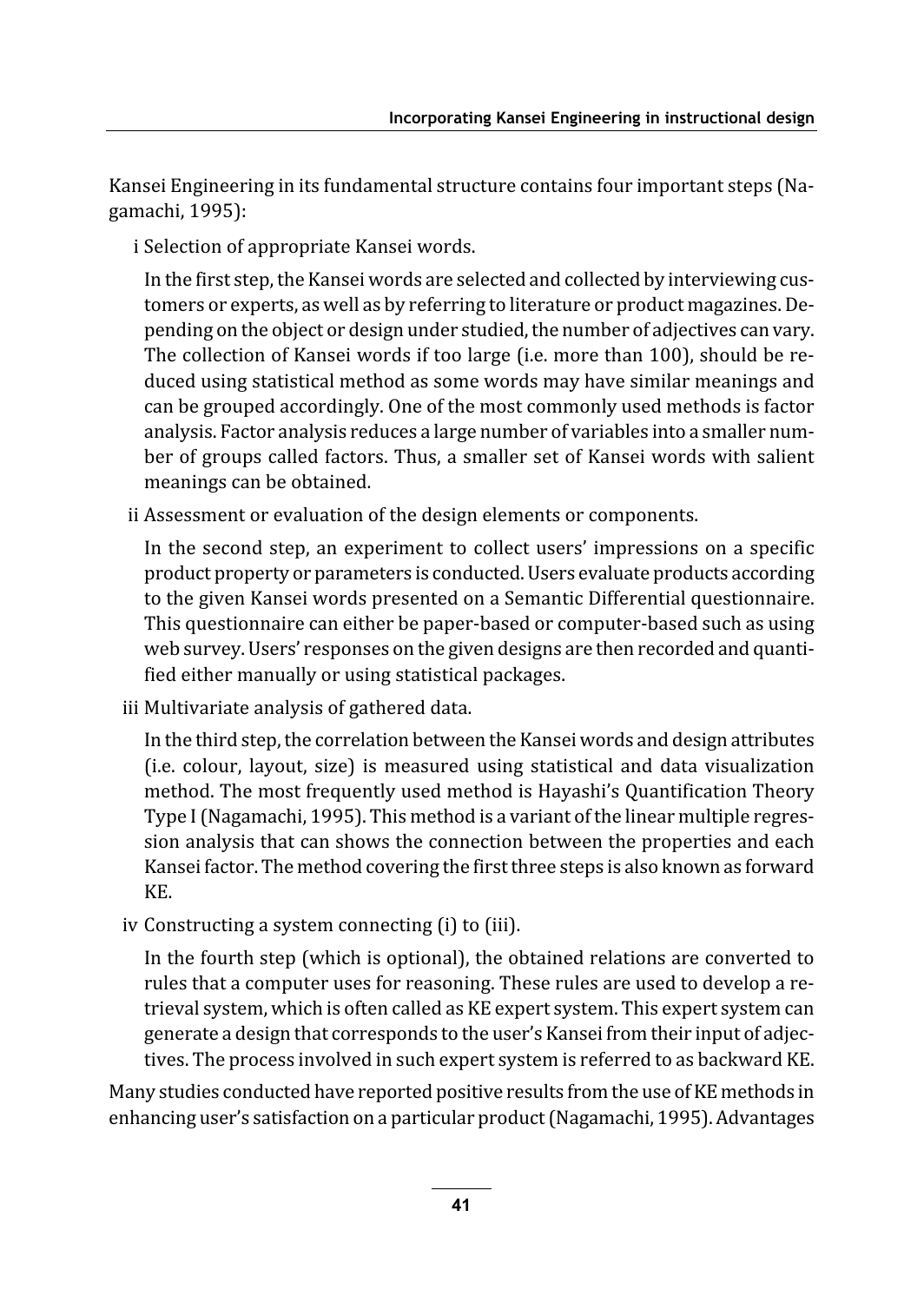Kansei Engineering in its fundamental structure contains four important steps (Nagamachi, 1995):

i Selection of appropriate Kansei words.

In the first step, the Kansei words are selected and collected by interviewing customers or experts, as well as by referring to literature or product magazines. Depending on the object or design under studied, the number of adjectives can vary. The collection of Kansei words if too large (i.e. more than 100), should be reduced using statistical method as some words may have similar meanings and can be grouped accordingly. One of the most commonly used methods is factor analysis. Factor analysis reduces a large number of variables into a smaller number of groups called factors. Thus, a smaller set of Kansei words with salient meanings can be obtained.

ii Assessment or evaluation of the design elements or components.

In the second step, an experiment to collect users' impressions on a specific product property or parameters is conducted. Users evaluate products according to the given Kansei words presented on a Semantic Differential questionnaire. This questionnaire can either be paper-based or computer-based such as using web survey. Users' responses on the given designs are then recorded and quantified either manually or using statistical packages.

iii Multivariate analysis of gathered data.

In the third step, the correlation between the Kansei words and design attributes (i.e. colour, layout, size) is measured using statistical and data visualization method. The most frequently used method is Hayashi's Quantification Theory Type I (Nagamachi, 1995). This method is a variant of the linear multiple regression analysis that can shows the connection between the properties and each Kansei factor. The method covering the first three steps is also known as forward KE.

iv Constructing a system connecting (i) to (iii).

In the fourth step (which is optional), the obtained relations are converted to rules that a computer uses for reasoning. These rules are used to develop a retrieval system, which is often called as KE expert system. This expert system can generate a design that corresponds to the user's Kansei from their input of adjectives. The process involved in such expert system is referred to as backward KE.

Many studies conducted have reported positive results from the use of KE methods in enhancing user's satisfaction on a particular product (Nagamachi, 1995). Advantages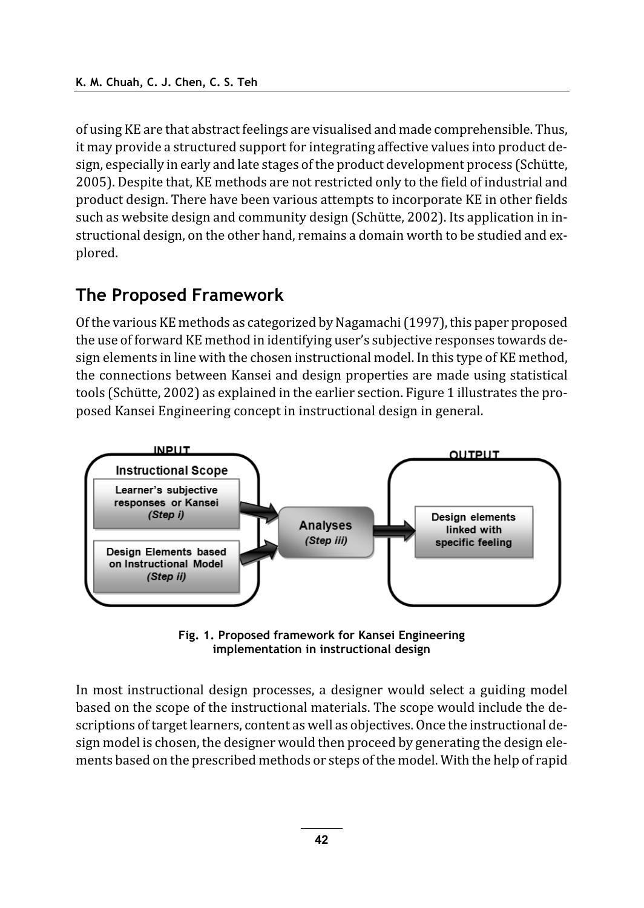of using KE are that abstract feelings are visualised and made comprehensible. Thus, it may provide a structured support for integrating affective values into product design, especially in early and late stages of the product development process (Schütte, 2005). Despite that, KE methods are not restricted only to the field of industrial and product design. There have been various attempts to incorporate KE in other fields such as website design and community design (Schütte, 2002). Its application in instructional design, on the other hand, remains a domain worth to be studied and explored.

## The Proposed Framework

Of the various KE methods as categorized by Nagamachi (1997), this paper proposed the use of forward KE method in identifying user's subjective responses towards design elements in line with the chosen instructional model. In this type of KE method, the connections between Kansei and design properties are made using statistical tools (Schütte, 2002) as explained in the earlier section. Figure 1 illustrates the proposed Kansei Engineering concept in instructional design in general.

INPUT

Instructional Scope

Learner's subjective responses or Kansei *(Step i)*

Design Elements based on Instructional Model *(Step ii)*

Analyses *(Step iii)*

OUTPUT

Design elements linked with specific feeling

**Fig. 1. Proposed framework for Kansei Engineering implementation in instructional design**

In most instructional design processes, a designer would select a guiding model based on the scope of the instructional materials. The scope would include the descriptions of target learners, content as well as objectives. Once the instructional design model is chosen, the designer would then proceed by generating the design elements based on the prescribed methods or steps of the model. With the help of rapid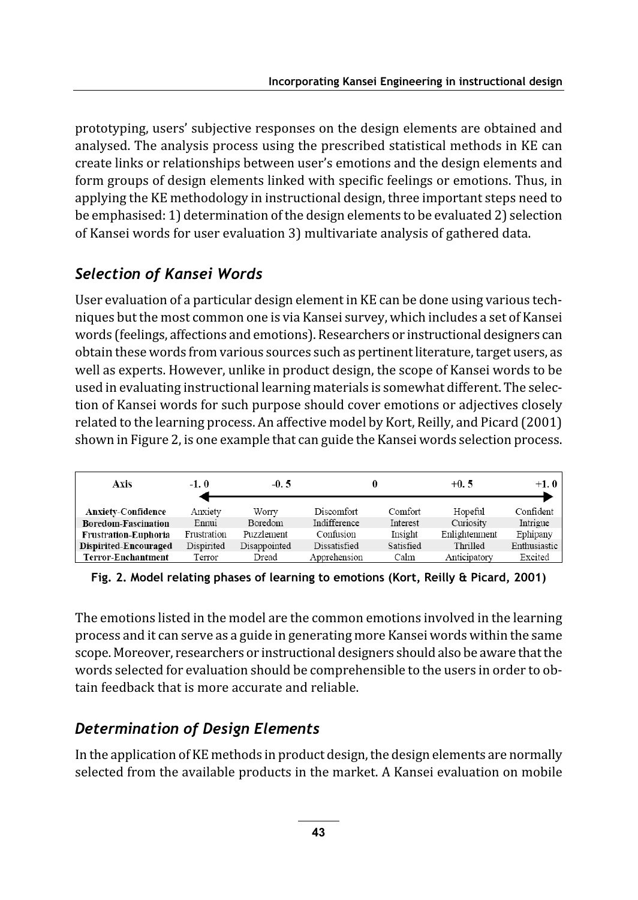prototyping, users' subjective responses on the design elements are obtained and analysed. The analysis process using the prescribed statistical methods in KE can create links or relationships between user's emotions and the design elements and form groups of design elements linked with specific feelings or emotions. Thus, in applying the KE methodology in instructional design, three important steps need to be emphasised: 1) determination of the design elements to be evaluated 2) selection of Kansei words for user evaluation 3) multivariate analysis of gathered data.

## *Selection of Kansei Words*

User evaluation of a particular design element in KE can be done using various techniques but the most common one is via Kansei survey, which includes a set of Kansei words (feelings, affections and emotions). Researchers or instructional designers can obtain these words from various sources such as pertinent literature, target users, as well as experts. However, unlike in product design, the scope of Kansei words to be used in evaluating instructional learning materials is somewhat different. The selection of Kansei words for such purpose should cover emotions or adjectives closely related to the learning process. An affective model by Kort, Reilly, and Picard (2001) shown in Figure 2, is one example that can guide the Kansei words selection process.

| Axis | -1. 0 | -0. 5 | 0 | | +0. 5 | +1. 0 |
|---|---|---|---|---|---|---|
| Anxiety-Confidence | Anxiety | Worry | Discomfort | Comfort | Hopeful | Confident |
| Boredom-Fascination | Ennui | Boredom | Indifference | Interest | Curiosity | Intrigue |
| Frustration-Euphoria | Frustration | Puzzlement | Confusion | Insight | Enlightenment | Ephipany |
| Dispirited-Encouraged | Dispirited | Disappointed | Dissatisfied | Satisfied | Thrilled | Enthusiastic |
| Terror-Enchantment | Terror | Dread | Apprehension | Calm | Anticipatory | Excited |

**Fig. 2. Model relating phases of learning to emotions (Kort, Reilly & Picard, 2001)**

The emotions listed in the model are the common emotions involved in the learning process and it can serve as a guide in generating more Kansei words within the same scope. Moreover, researchers or instructional designers should also be aware that the words selected for evaluation should be comprehensible to the users in order to obtain feedback that is more accurate and reliable.

## *Determination of Design Elements*

In the application of KE methods in product design, the design elements are normally selected from the available products in the market. A Kansei evaluation on mobile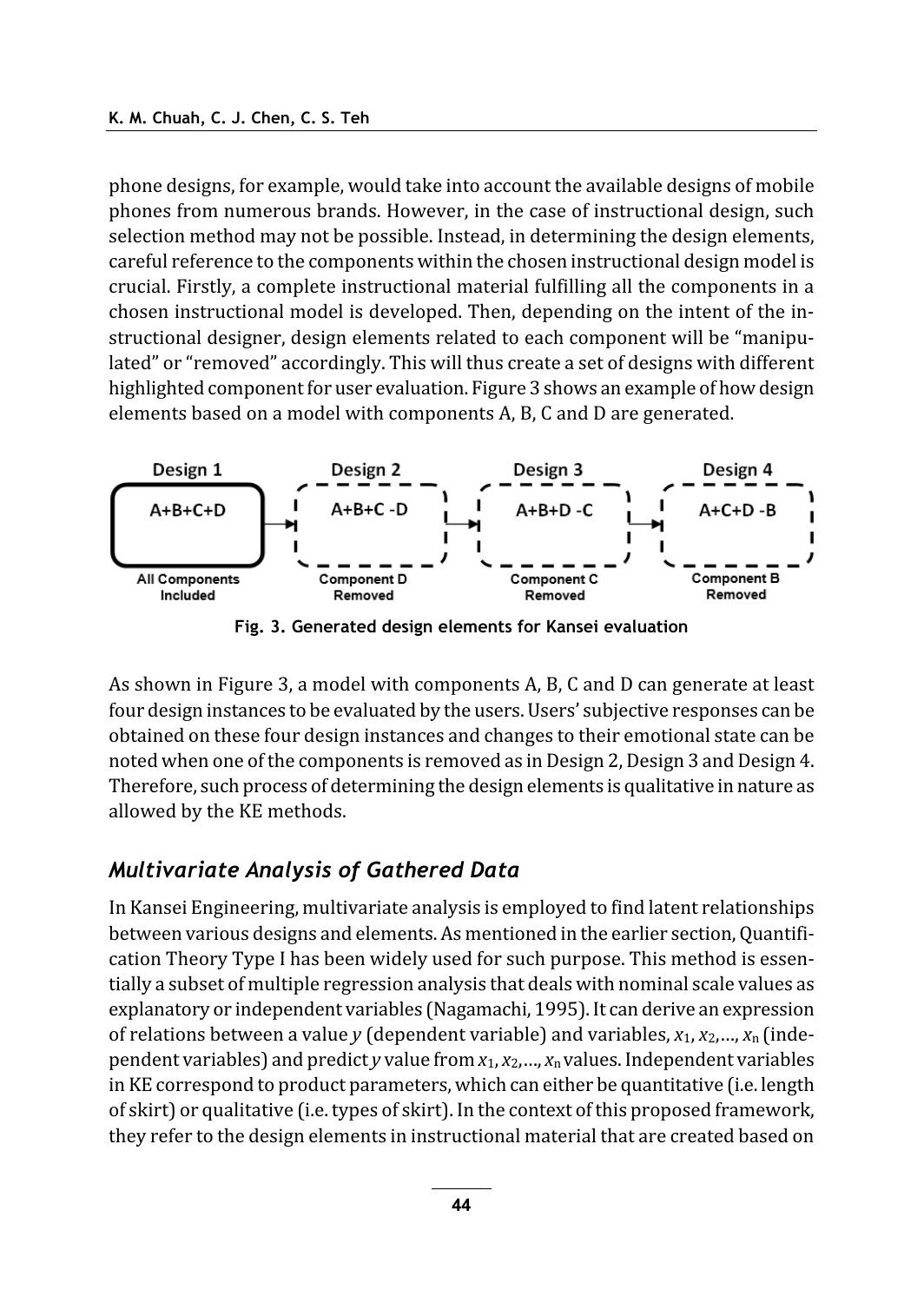phone designs, for example, would take into account the available designs of mobile phones from numerous brands. However, in the case of instructional design, such selection method may not be possible. Instead, in determining the design elements, careful reference to the components within the chosen instructional design model is crucial. Firstly, a complete instructional material fulfilling all the components in a chosen instructional model is developed. Then, depending on the intent of the instructional designer, design elements related to each component will be "manipulated" or "removed" accordingly. This will thus create a set of designs with different highlighted component for user evaluation. Figure 3 shows an example of how design elements based on a model with components A, B, C and D are generated.

| Design 1 | Design 2 | Design 3 | Design 4 |
| --- | --- | --- | --- |
| A+B+C+D | A+B+C -D | A+B+D -C | A+C+D -B |
| All Components Included | Component D Removed | Component C Removed | Component B Removed |

**Fig. 3. Generated design elements for Kansei evaluation**

As shown in Figure 3, a model with components A, B, C and D can generate at least four design instances to be evaluated by the users. Users' subjective responses can be obtained on these four design instances and changes to their emotional state can be noted when one of the components is removed as in Design 2, Design 3 and Design 4. Therefore, such process of determining the design elements is qualitative in nature as allowed by the KE methods.

## *Multivariate Analysis of Gathered Data*

In Kansei Engineering, multivariate analysis is employed to find latent relationships between various designs and elements. As mentioned in the earlier section, Quantification Theory Type I has been widely used for such purpose. This method is essentially a subset of multiple regression analysis that deals with nominal scale values as explanatory or independent variables (Nagamachi, 1995). It can derive an expression of relations between a value $y$ (dependent variable) and variables, $x_1, x_2, \ldots, x_n$ (independent variables) and predict $y$ value from $x_1, x_2, \ldots, x_n$ values. Independent variables in KE correspond to product parameters, which can either be quantitative (i.e. length of skirt) or qualitative (i.e. types of skirt). In the context of this proposed framework, they refer to the design elements in instructional material that are created based on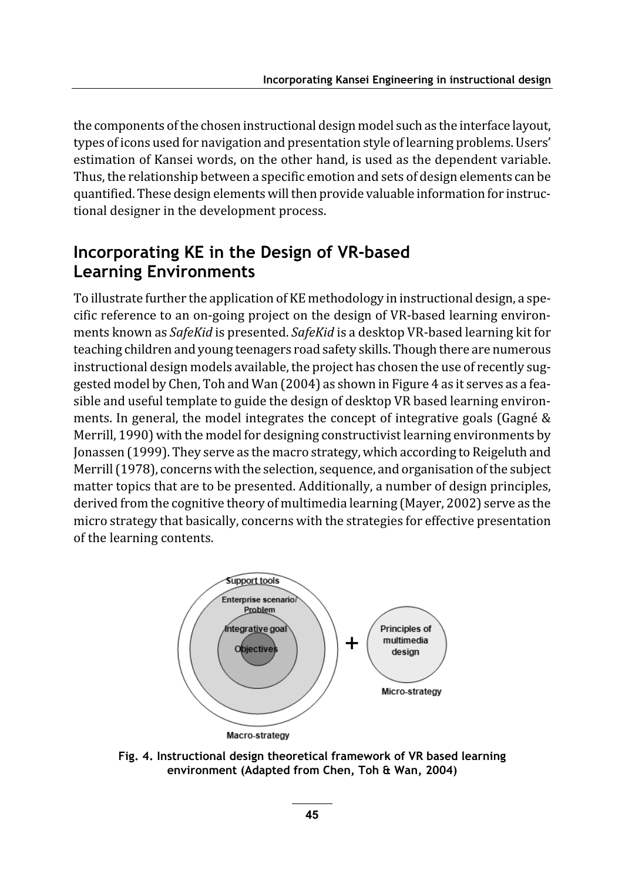the components of the chosen instructional design model such as the interface layout, types of icons used for navigation and presentation style of learning problems. Users' estimation of Kansei words, on the other hand, is used as the dependent variable. Thus, the relationship between a specific emotion and sets of design elements can be quantified. These design elements will then provide valuable information for instructional designer in the development process.

## Incorporating KE in the Design of VR-based Learning Environments

To illustrate further the application of KE methodology in instructional design, a specific reference to an on-going project on the design of VR-based learning environments known as *SafeKid* is presented. *SafeKid* is a desktop VR-based learning kit for teaching children and young teenagers road safety skills. Though there are numerous instructional design models available, the project has chosen the use of recently suggested model by Chen, Toh and Wan (2004) as shown in Figure 4 as it serves as a feasible and useful template to guide the design of desktop VR based learning environments. In general, the model integrates the concept of integrative goals (Gagné & Merrill, 1990) with the model for designing constructivist learning environments by Jonassen (1999). They serve as the macro strategy, which according to Reigeluth and Merrill (1978), concerns with the selection, sequence, and organisation of the subject matter topics that are to be presented. Additionally, a number of design principles, derived from the cognitive theory of multimedia learning (Mayer, 2002) serve as the micro strategy that basically, concerns with the strategies for effective presentation of the learning contents.

Support tools
Enterprise scenario/ Problem
Integrative goal
Objectives
+
Principles of multimedia design
Micro-strategy
Macro-strategy

**Fig. 4. Instructional design theoretical framework of VR based learning environment (Adapted from Chen, Toh & Wan, 2004)**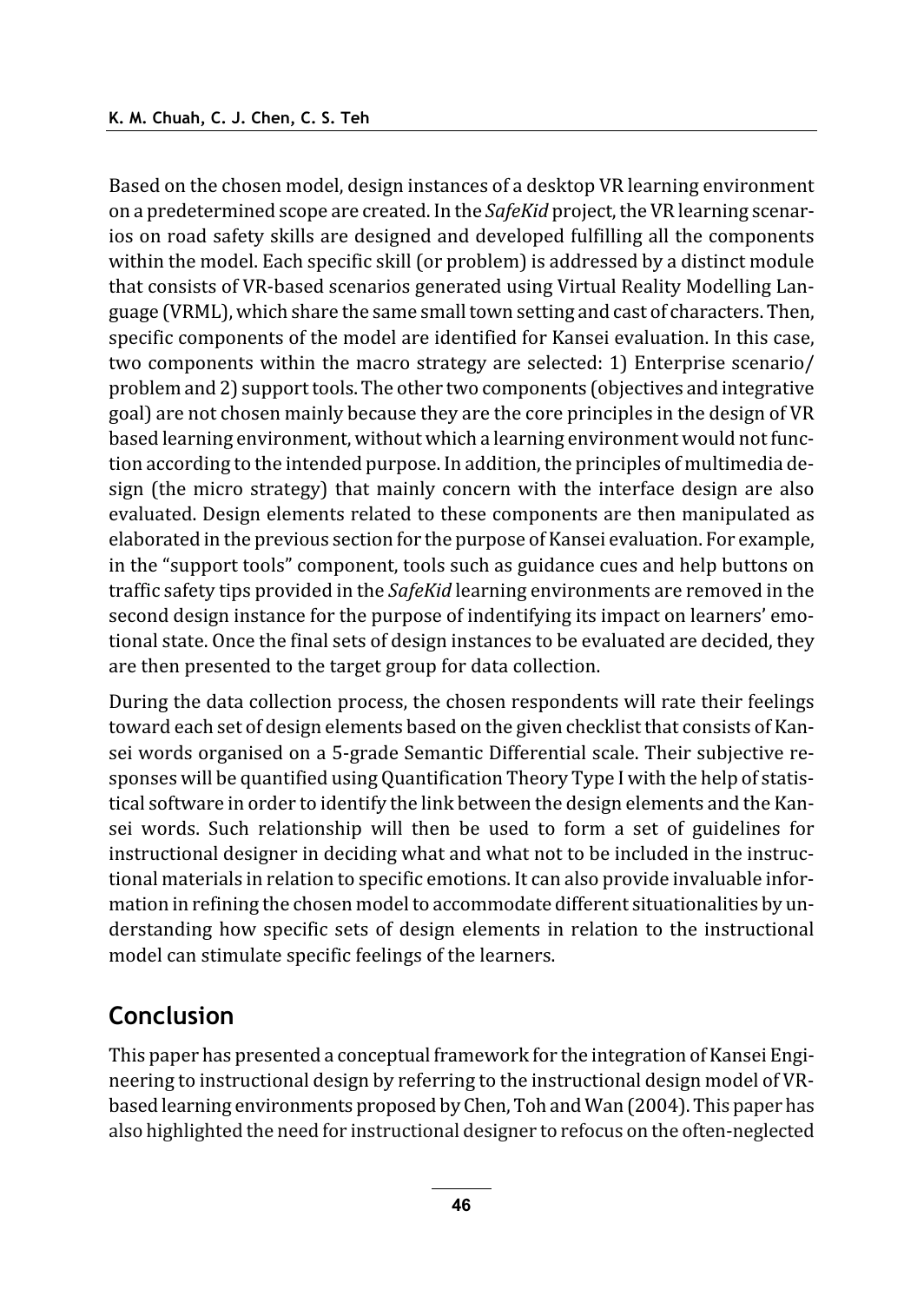Based on the chosen model, design instances of a desktop VR learning environment on a predetermined scope are created. In the *SafeKid* project, the VR learning scenarios on road safety skills are designed and developed fulfilling all the components within the model. Each specific skill (or problem) is addressed by a distinct module that consists of VR-based scenarios generated using Virtual Reality Modelling Language (VRML), which share the same small town setting and cast of characters. Then, specific components of the model are identified for Kansei evaluation. In this case, two components within the macro strategy are selected: 1) Enterprise scenario/ problem and 2) support tools. The other two components (objectives and integrative goal) are not chosen mainly because they are the core principles in the design of VR based learning environment, without which a learning environment would not function according to the intended purpose. In addition, the principles of multimedia design (the micro strategy) that mainly concern with the interface design are also evaluated. Design elements related to these components are then manipulated as elaborated in the previous section for the purpose of Kansei evaluation. For example, in the "support tools" component, tools such as guidance cues and help buttons on traffic safety tips provided in the *SafeKid* learning environments are removed in the second design instance for the purpose of indentifying its impact on learners' emotional state. Once the final sets of design instances to be evaluated are decided, they are then presented to the target group for data collection.

During the data collection process, the chosen respondents will rate their feelings toward each set of design elements based on the given checklist that consists of Kansei words organised on a 5-grade Semantic Differential scale. Their subjective responses will be quantified using Quantification Theory Type I with the help of statistical software in order to identify the link between the design elements and the Kansei words. Such relationship will then be used to form a set of guidelines for instructional designer in deciding what and what not to be included in the instructional materials in relation to specific emotions. It can also provide invaluable information in refining the chosen model to accommodate different situationalities by understanding how specific sets of design elements in relation to the instructional model can stimulate specific feelings of the learners.

## Conclusion

This paper has presented a conceptual framework for the integration of Kansei Engineering to instructional design by referring to the instructional design model of VR-based learning environments proposed by Chen, Toh and Wan (2004). This paper has also highlighted the need for instructional designer to refocus on the often-neglected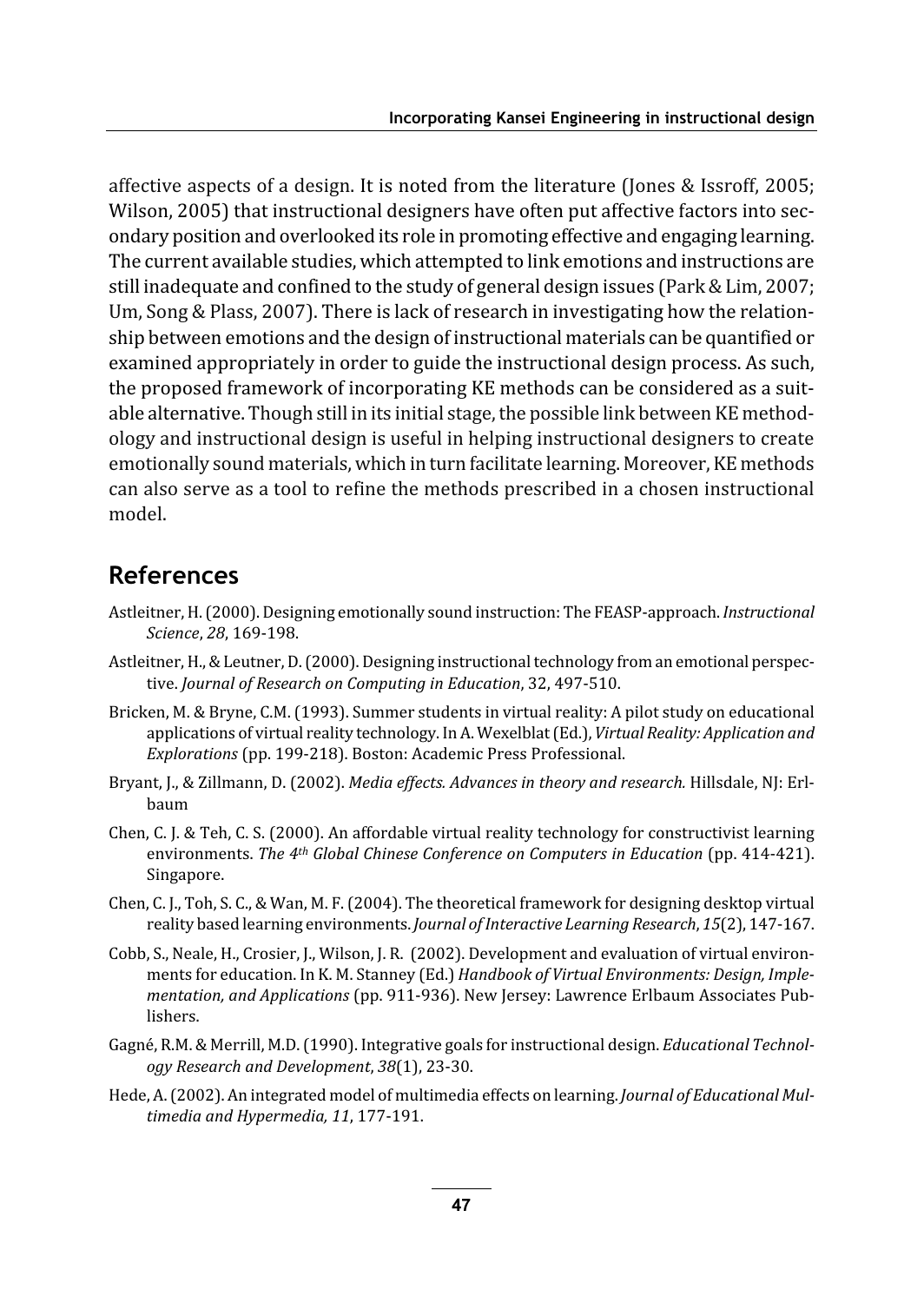affective aspects of a design. It is noted from the literature (Jones & Issroff, 2005; Wilson, 2005) that instructional designers have often put affective factors into secondary position and overlooked its role in promoting effective and engaging learning. The current available studies, which attempted to link emotions and instructions are still inadequate and confined to the study of general design issues (Park & Lim, 2007; Um, Song & Plass, 2007). There is lack of research in investigating how the relationship between emotions and the design of instructional materials can be quantified or examined appropriately in order to guide the instructional design process. As such, the proposed framework of incorporating KE methods can be considered as a suitable alternative. Though still in its initial stage, the possible link between KE methodology and instructional design is useful in helping instructional designers to create emotionally sound materials, which in turn facilitate learning. Moreover, KE methods can also serve as a tool to refine the methods prescribed in a chosen instructional model.

## References

Astleitner, H. (2000). Designing emotionally sound instruction: The FEASP-approach. *Instructional Science*, *28*, 169-198.

Astleitner, H., & Leutner, D. (2000). Designing instructional technology from an emotional perspective. *Journal of Research on Computing in Education*, 32, 497-510.

Bricken, M. & Bryne, C.M. (1993). Summer students in virtual reality: A pilot study on educational applications of virtual reality technology. In A. Wexelblat (Ed.), *Virtual Reality: Application and Explorations* (pp. 199-218). Boston: Academic Press Professional.

Bryant, J., & Zillmann, D. (2002). *Media effects. Advances in theory and research.* Hillsdale, NJ: Erlbaum

Chen, C. J. & Teh, C. S. (2000). An affordable virtual reality technology for constructivist learning environments. *The 4th Global Chinese Conference on Computers in Education* (pp. 414-421). Singapore.

Chen, C. J., Toh, S. C., & Wan, M. F. (2004). The theoretical framework for designing desktop virtual reality based learning environments. *Journal of Interactive Learning Research*, *15*(2), 147-167.

Cobb, S., Neale, H., Crosier, J., Wilson, J. R. (2002). Development and evaluation of virtual environments for education. In K. M. Stanney (Ed.) *Handbook of Virtual Environments: Design, Implementation, and Applications* (pp. 911-936). New Jersey: Lawrence Erlbaum Associates Publishers.

Gagné, R.M. & Merrill, M.D. (1990). Integrative goals for instructional design. *Educational Technology Research and Development*, *38*(1), 23-30.

Hede, A. (2002). An integrated model of multimedia effects on learning. *Journal of Educational Multimedia and Hypermedia, 11*, 177-191.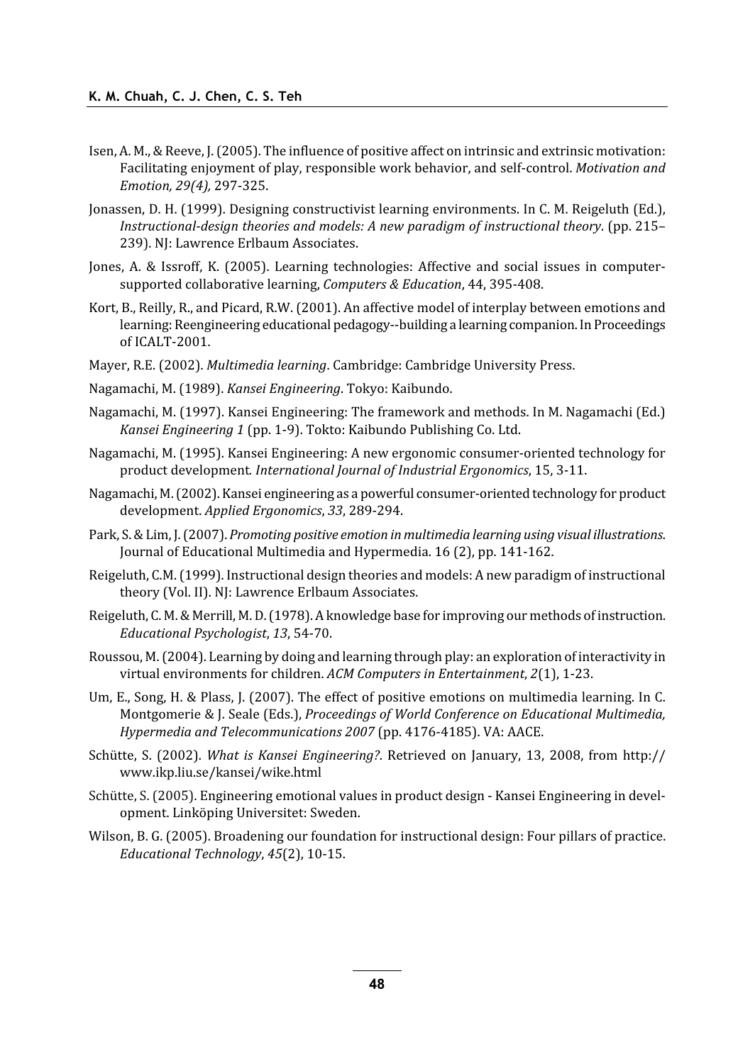Isen, A. M., & Reeve, J. (2005). The influence of positive affect on intrinsic and extrinsic motivation: Facilitating enjoyment of play, responsible work behavior, and self-control. *Motivation and Emotion, 29(4),* 297-325.

Jonassen, D. H. (1999). Designing constructivist learning environments. In C. M. Reigeluth (Ed.), *Instructional-design theories and models: A new paradigm of instructional theory*. (pp. 215–239). NJ: Lawrence Erlbaum Associates.

Jones, A. & Issroff, K. (2005). Learning technologies: Affective and social issues in computer-supported collaborative learning, *Computers & Education*, 44, 395-408.

Kort, B., Reilly, R., and Picard, R.W. (2001). An affective model of interplay between emotions and learning: Reengineering educational pedagogy--building a learning companion. In Proceedings of ICALT-2001.

Mayer, R.E. (2002). *Multimedia learning*. Cambridge: Cambridge University Press.

Nagamachi, M. (1989). *Kansei Engineering*. Tokyo: Kaibundo.

Nagamachi, M. (1997). Kansei Engineering: The framework and methods. In M. Nagamachi (Ed.) *Kansei Engineering 1* (pp. 1-9). Tokto: Kaibundo Publishing Co. Ltd.

Nagamachi, M. (1995). Kansei Engineering: A new ergonomic consumer-oriented technology for product development*. International Journal of Industrial Ergonomics*, 15, 3-11.

Nagamachi, M. (2002). Kansei engineering as a powerful consumer-oriented technology for product development. *Applied Ergonomics*, *33*, 289-294.

Park, S. & Lim, J. (2007). *Promoting positive emotion in multimedia learning using visual illustrations*. Journal of Educational Multimedia and Hypermedia. 16 (2), pp. 141-162.

Reigeluth, C.M. (1999). Instructional design theories and models: A new paradigm of instructional theory (Vol. II). NJ: Lawrence Erlbaum Associates.

Reigeluth, C. M. & Merrill, M. D. (1978). A knowledge base for improving our methods of instruction. *Educational Psychologist*, *13*, 54-70.

Roussou, M. (2004). Learning by doing and learning through play: an exploration of interactivity in virtual environments for children. *ACM Computers in Entertainment*, *2*(1), 1-23.

Um, E., Song, H. & Plass, J. (2007). The effect of positive emotions on multimedia learning. In C. Montgomerie & J. Seale (Eds.), *Proceedings of World Conference on Educational Multimedia, Hypermedia and Telecommunications 2007* (pp. 4176-4185). VA: AACE.

Schütte, S. (2002). *What is Kansei Engineering?*. Retrieved on January, 13, 2008, from http://www.ikp.liu.se/kansei/wike.html

Schütte, S. (2005). Engineering emotional values in product design - Kansei Engineering in development. Linköping Universitet: Sweden.

Wilson, B. G. (2005). Broadening our foundation for instructional design: Four pillars of practice. *Educational Technology*, *45*(2), 10-15.